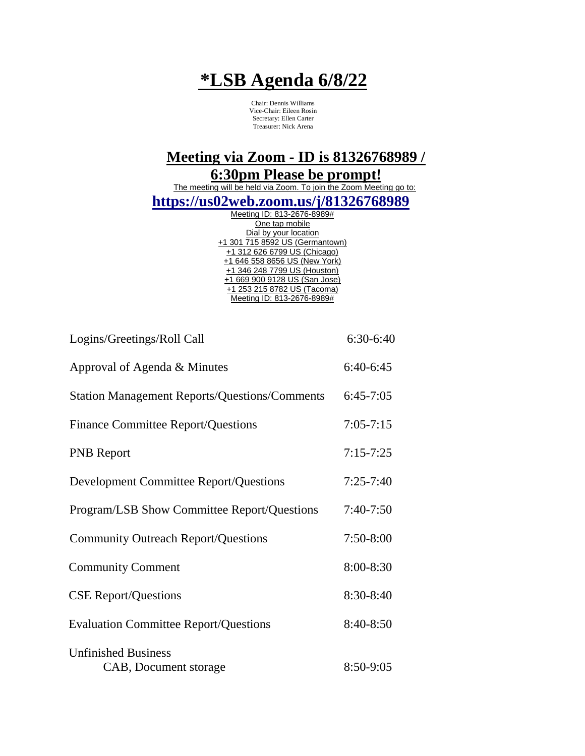# *LSB Agenda 6/8/22

Chair: Dennis Williams
Vice-Chair: Eileen Rosin
Secretary: Ellen Carter
Treasurer: Nick Arena

## Meeting via Zoom - ID is 81326768989 / 6:30pm Please be prompt!

The meeting will be held via Zoom. To join the Zoom Meeting go to:

**https://us02web.zoom.us/j/81326768989**

Meeting ID: 813-2676-8989#
One tap mobile
Dial by your location
+1 301 715 8592 US (Germantown)
+1 312 626 6799 US (Chicago)
+1 646 558 8656 US (New York)
+1 346 248 7799 US (Houston)
+1 669 900 9128 US (San Jose)
+1 253 215 8782 US (Tacoma)
Meeting ID: 813-2676-8989#

| | |
|---|---|
| Logins/Greetings/Roll Call | 6:30-6:40 |
| Approval of Agenda & Minutes | 6:40-6:45 |
| Station Management Reports/Questions/Comments | 6:45-7:05 |
| Finance Committee Report/Questions | 7:05-7:15 |
| PNB Report | 7:15-7:25 |
| Development Committee Report/Questions | 7:25-7:40 |
| Program/LSB Show Committee Report/Questions | 7:40-7:50 |
| Community Outreach Report/Questions | 7:50-8:00 |
| Community Comment | 8:00-8:30 |
| CSE Report/Questions | 8:30-8:40 |
| Evaluation Committee Report/Questions | 8:40-8:50 |
| Unfinished Business<br>CAB, Document storage | 8:50-9:05 |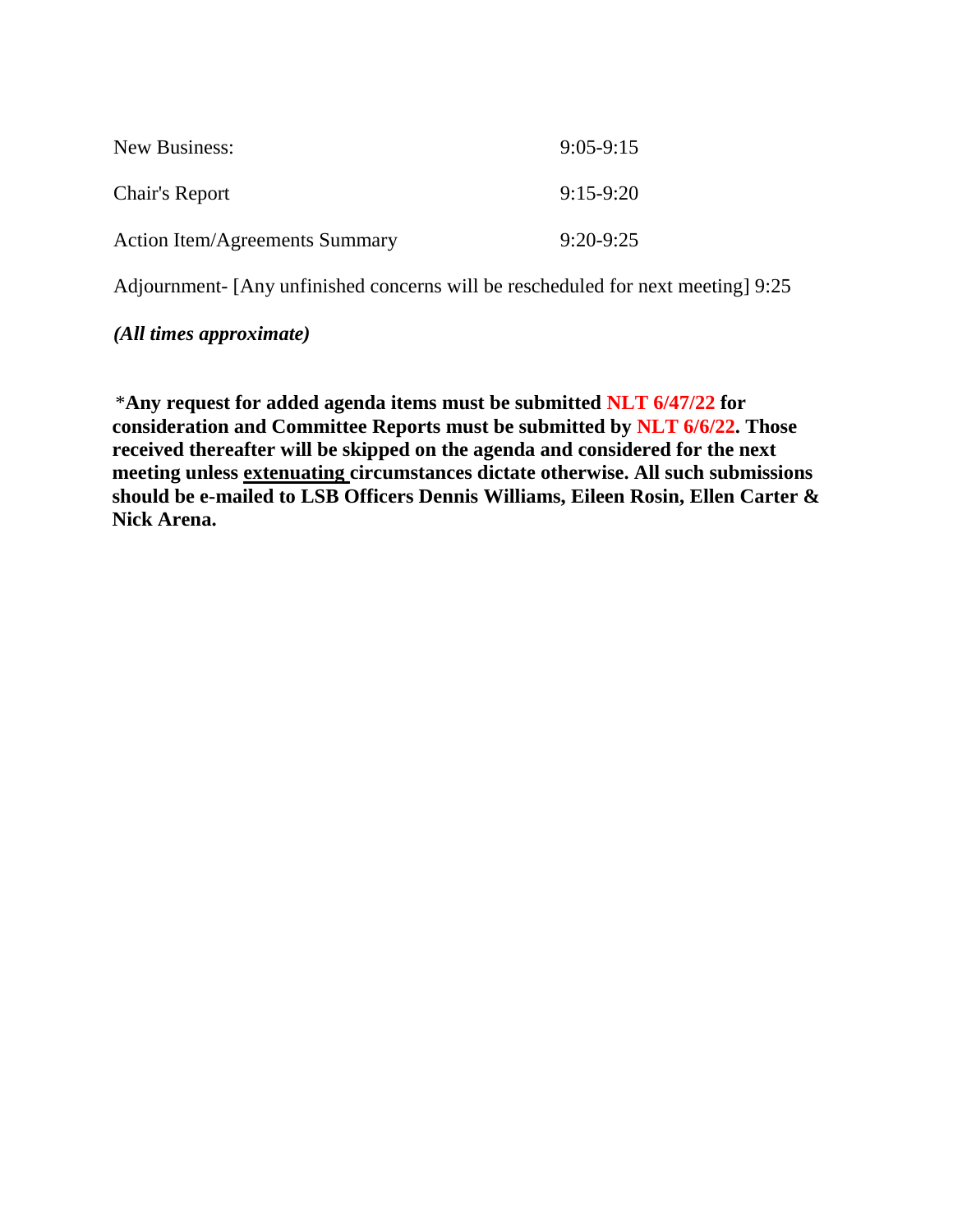| | |
|---|---|
| New Business: | 9:05-9:15 |
| Chair's Report | 9:15-9:20 |
| Action Item/Agreements Summary | 9:20-9:25 |

Adjournment- [Any unfinished concerns will be rescheduled for next meeting] 9:25

***(All times approximate)***

*__Any request for added agenda items must be submitted NLT 6/47/22 for consideration and Committee Reports must be submitted by NLT 6/6/22. Those received thereafter will be skipped on the agenda and considered for the next meeting unless extenuating circumstances dictate otherwise. All such submissions should be e-mailed to LSB Officers Dennis Williams, Eileen Rosin, Ellen Carter & Nick Arena.__